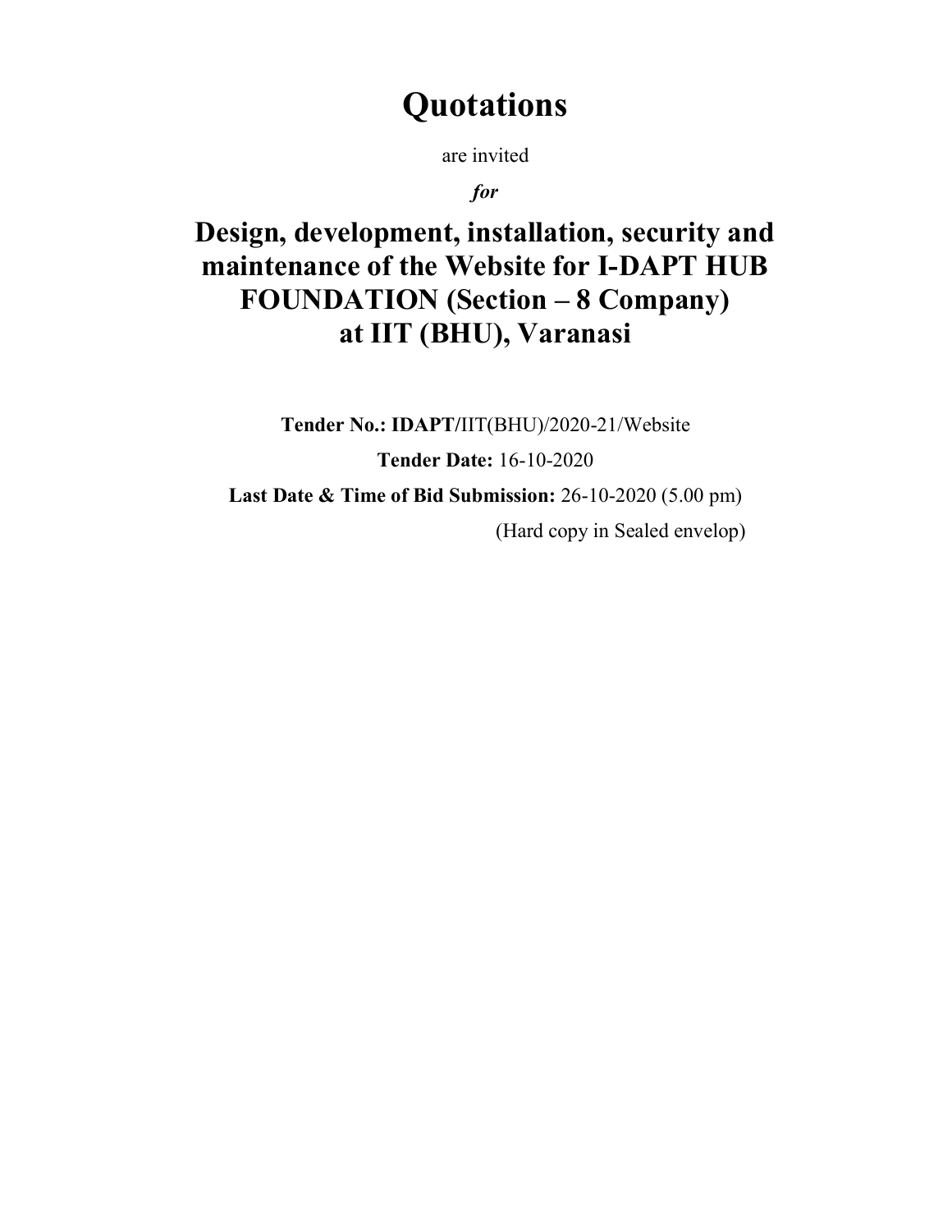# Quotations

are invited

***for***

## Design, development, installation, security and maintenance of the Website for I-DAPT HUB FOUNDATION (Section – 8 Company) at IIT (BHU), Varanasi

**Tender No.: IDAPT/**IIT(BHU)/2020-21/Website

**Tender Date:** 16-10-2020

**Last Date & Time of Bid Submission:** 26-10-2020 (5.00 pm)

(Hard copy in Sealed envelop)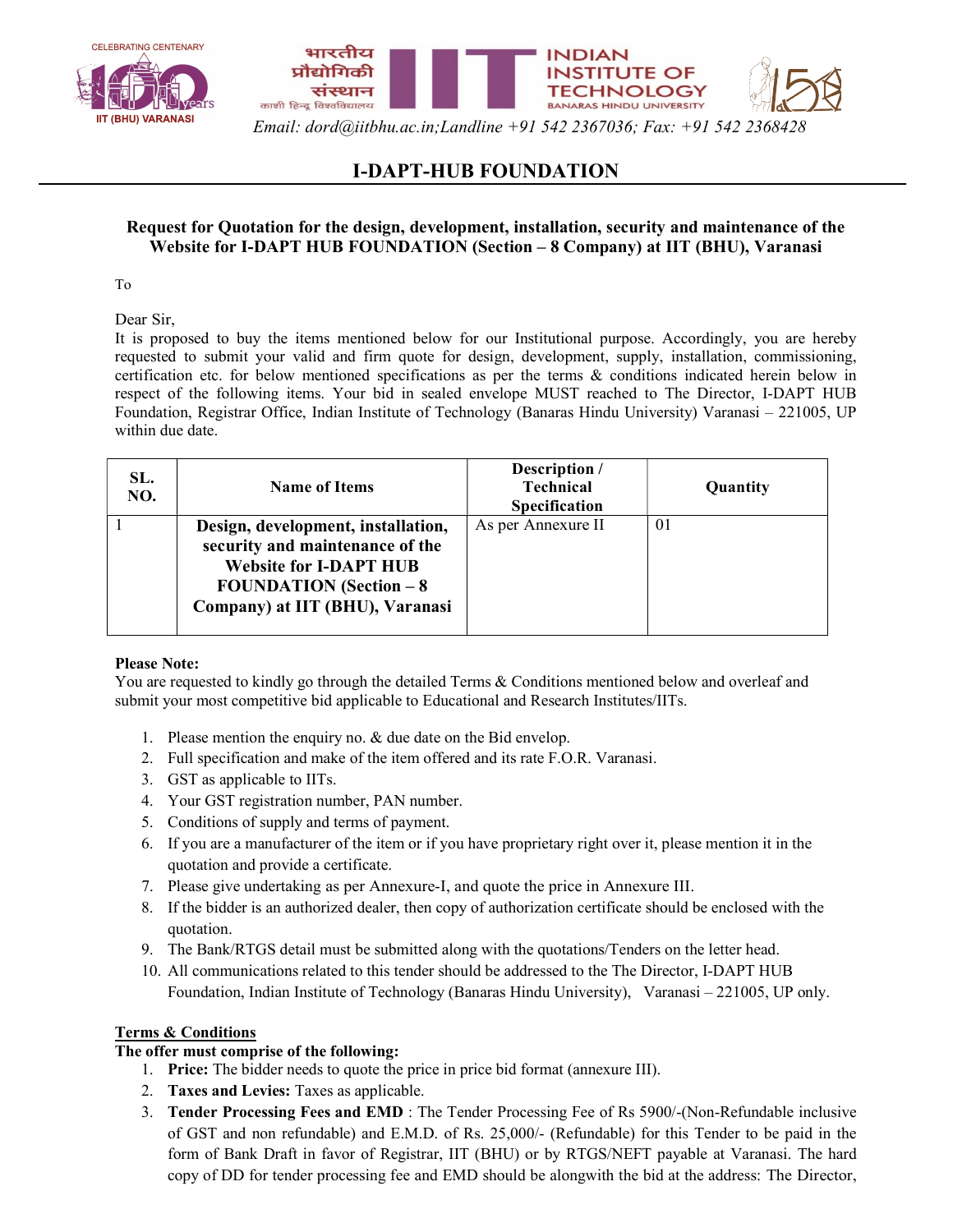Email: dord@iitbhu.ac.in;Landline +91 542 2367036; Fax: +91 542 2368428

# I-DAPT-HUB FOUNDATION

**Request for Quotation for the design, development, installation, security and maintenance of the Website for I-DAPT HUB FOUNDATION (Section – 8 Company) at IIT (BHU), Varanasi**

To

Dear Sir,

It is proposed to buy the items mentioned below for our Institutional purpose. Accordingly, you are hereby requested to submit your valid and firm quote for design, development, supply, installation, commissioning, certification etc. for below mentioned specifications as per the terms & conditions indicated herein below in respect of the following items. Your bid in sealed envelope MUST reached to The Director, I-DAPT HUB Foundation, Registrar Office, Indian Institute of Technology (Banaras Hindu University) Varanasi – 221005, UP within due date.

| SL. NO. | Name of Items | Description / Technical Specification | Quantity |
|---|---|---|---|
| 1 | **Design, development, installation, security and maintenance of the Website for I-DAPT HUB FOUNDATION (Section – 8 Company) at IIT (BHU), Varanasi** | As per Annexure II | 01 |

**Please Note:**

You are requested to kindly go through the detailed Terms & Conditions mentioned below and overleaf and submit your most competitive bid applicable to Educational and Research Institutes/IITs.

1. Please mention the enquiry no. & due date on the Bid envelop.
2. Full specification and make of the item offered and its rate F.O.R. Varanasi.
3. GST as applicable to IITs.
4. Your GST registration number, PAN number.
5. Conditions of supply and terms of payment.
6. If you are a manufacturer of the item or if you have proprietary right over it, please mention it in the quotation and provide a certificate.
7. Please give undertaking as per Annexure-I, and quote the price in Annexure III.
8. If the bidder is an authorized dealer, then copy of authorization certificate should be enclosed with the quotation.
9. The Bank/RTGS detail must be submitted along with the quotations/Tenders on the letter head.
10. All communications related to this tender should be addressed to the The Director, I-DAPT HUB Foundation, Indian Institute of Technology (Banaras Hindu University), Varanasi – 221005, UP only.

**Terms & Conditions**

**The offer must comprise of the following:**

1. **Price:** The bidder needs to quote the price in price bid format (annexure III).
2. **Taxes and Levies:** Taxes as applicable.
3. **Tender Processing Fees and EMD** : The Tender Processing Fee of Rs 5900/-(Non-Refundable inclusive of GST and non refundable) and E.M.D. of Rs. 25,000/- (Refundable) for this Tender to be paid in the form of Bank Draft in favor of Registrar, IIT (BHU) or by RTGS/NEFT payable at Varanasi. The hard copy of DD for tender processing fee and EMD should be alongwith the bid at the address: The Director,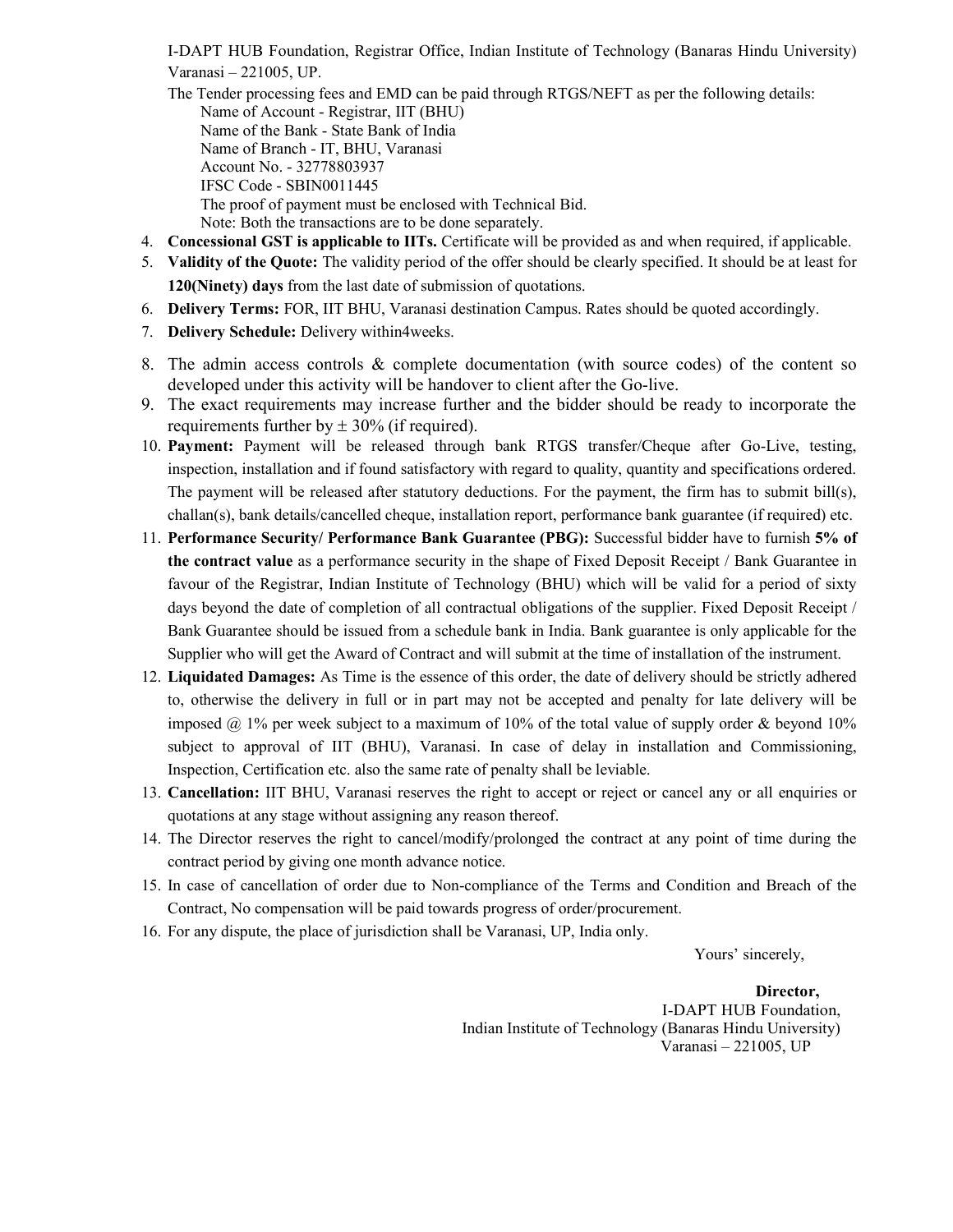I-DAPT HUB Foundation, Registrar Office, Indian Institute of Technology (Banaras Hindu University) Varanasi – 221005, UP.

The Tender processing fees and EMD can be paid through RTGS/NEFT as per the following details:

Name of Account - Registrar, IIT (BHU)
Name of the Bank - State Bank of India
Name of Branch - IT, BHU, Varanasi
Account No. - 32778803937
IFSC Code - SBIN0011445
The proof of payment must be enclosed with Technical Bid.
Note: Both the transactions are to be done separately.

4. **Concessional GST is applicable to IITs.** Certificate will be provided as and when required, if applicable.
5. **Validity of the Quote:** The validity period of the offer should be clearly specified. It should be at least for **120(Ninety) days** from the last date of submission of quotations.
6. **Delivery Terms:** FOR, IIT BHU, Varanasi destination Campus. Rates should be quoted accordingly.
7. **Delivery Schedule:** Delivery within4weeks.
8. The admin access controls & complete documentation (with source codes) of the content so developed under this activity will be handover to client after the Go-live.
9. The exact requirements may increase further and the bidder should be ready to incorporate the requirements further by ± 30% (if required).
10. **Payment:** Payment will be released through bank RTGS transfer/Cheque after Go-Live, testing, inspection, installation and if found satisfactory with regard to quality, quantity and specifications ordered. The payment will be released after statutory deductions. For the payment, the firm has to submit bill(s), challan(s), bank details/cancelled cheque, installation report, performance bank guarantee (if required) etc.
11. **Performance Security/ Performance Bank Guarantee (PBG):** Successful bidder have to furnish **5% of the contract value** as a performance security in the shape of Fixed Deposit Receipt / Bank Guarantee in favour of the Registrar, Indian Institute of Technology (BHU) which will be valid for a period of sixty days beyond the date of completion of all contractual obligations of the supplier. Fixed Deposit Receipt / Bank Guarantee should be issued from a schedule bank in India. Bank guarantee is only applicable for the Supplier who will get the Award of Contract and will submit at the time of installation of the instrument.
12. **Liquidated Damages:** As Time is the essence of this order, the date of delivery should be strictly adhered to, otherwise the delivery in full or in part may not be accepted and penalty for late delivery will be imposed @ 1% per week subject to a maximum of 10% of the total value of supply order & beyond 10% subject to approval of IIT (BHU), Varanasi. In case of delay in installation and Commissioning, Inspection, Certification etc. also the same rate of penalty shall be leviable.
13. **Cancellation:** IIT BHU, Varanasi reserves the right to accept or reject or cancel any or all enquiries or quotations at any stage without assigning any reason thereof.
14. The Director reserves the right to cancel/modify/prolonged the contract at any point of time during the contract period by giving one month advance notice.
15. In case of cancellation of order due to Non-compliance of the Terms and Condition and Breach of the Contract, No compensation will be paid towards progress of order/procurement.
16. For any dispute, the place of jurisdiction shall be Varanasi, UP, India only.

Yours' sincerely,

**Director,**
I-DAPT HUB Foundation,
Indian Institute of Technology (Banaras Hindu University)
Varanasi – 221005, UP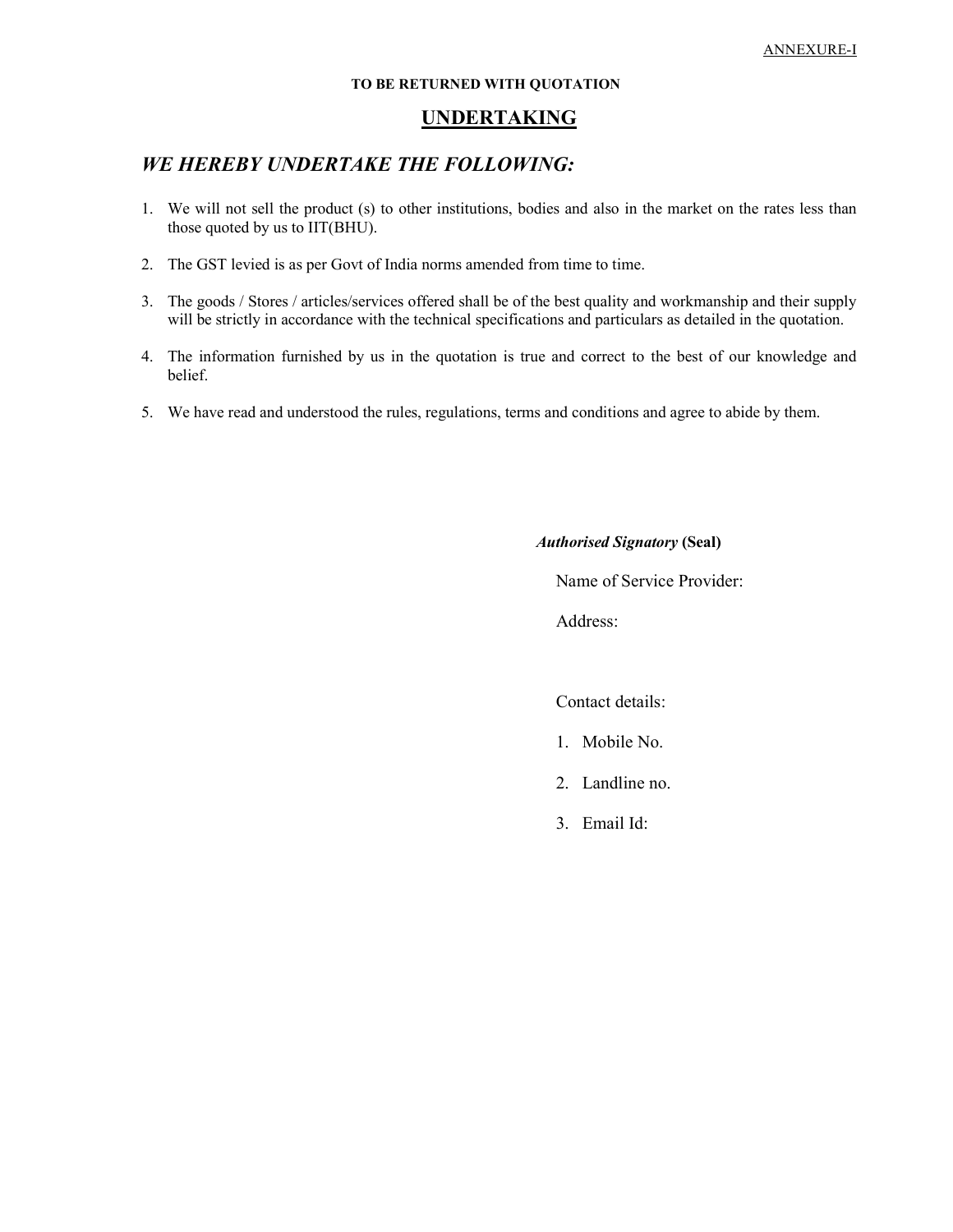ANNEXURE-I

**TO BE RETURNED WITH QUOTATION**

# UNDERTAKING

## *WE HEREBY UNDERTAKE THE FOLLOWING:*

1. We will not sell the product (s) to other institutions, bodies and also in the market on the rates less than those quoted by us to IIT(BHU).
2. The GST levied is as per Govt of India norms amended from time to time.
3. The goods / Stores / articles/services offered shall be of the best quality and workmanship and their supply will be strictly in accordance with the technical specifications and particulars as detailed in the quotation.
4. The information furnished by us in the quotation is true and correct to the best of our knowledge and belief.
5. We have read and understood the rules, regulations, terms and conditions and agree to abide by them.

***Authorised Signatory*** **(Seal)**

Name of Service Provider:

Address:

Contact details:

1. Mobile No.
2. Landline no.
3. Email Id: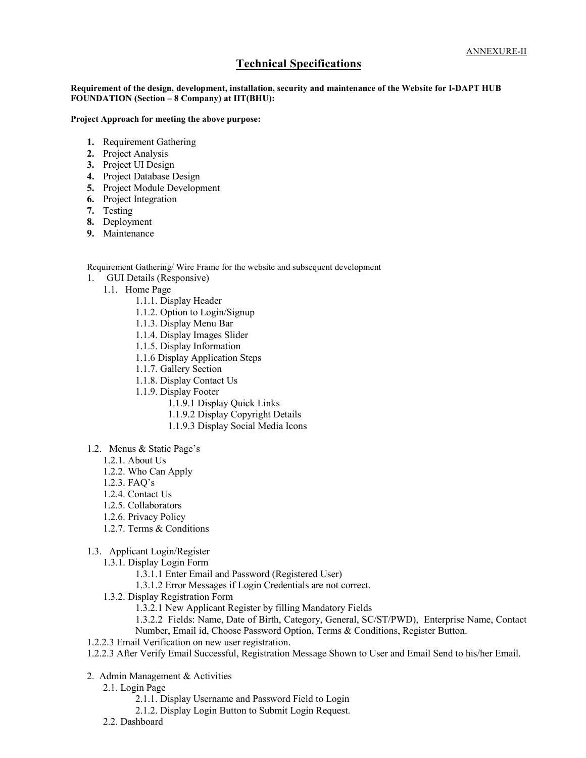ANNEXURE-II

# Technical Specifications

**Requirement of the design, development, installation, security and maintenance of the Website for I-DAPT HUB FOUNDATION (Section – 8 Company) at IIT(BHU):**

**Project Approach for meeting the above purpose:**

1. Requirement Gathering
2. Project Analysis
3. Project UI Design
4. Project Database Design
5. Project Module Development
6. Project Integration
7. Testing
8. Deployment
9. Maintenance

Requirement Gathering/ Wire Frame for the website and subsequent development

1. GUI Details (Responsive)
   - 1.1. Home Page
     - 1.1.1. Display Header
     - 1.1.2. Option to Login/Signup
     - 1.1.3. Display Menu Bar
     - 1.1.4. Display Images Slider
     - 1.1.5. Display Information
     - 1.1.6 Display Application Steps
     - 1.1.7. Gallery Section
     - 1.1.8. Display Contact Us
     - 1.1.9. Display Footer
       - 1.1.9.1 Display Quick Links
       - 1.1.9.2 Display Copyright Details
       - 1.1.9.3 Display Social Media Icons
   - 1.2. Menus & Static Page's
     - 1.2.1. About Us
     - 1.2.2. Who Can Apply
     - 1.2.3. FAQ's
     - 1.2.4. Contact Us
     - 1.2.5. Collaborators
     - 1.2.6. Privacy Policy
     - 1.2.7. Terms & Conditions
   - 1.3. Applicant Login/Register
     - 1.3.1. Display Login Form
       - 1.3.1.1 Enter Email and Password (Registered User)
       - 1.3.1.2 Error Messages if Login Credentials are not correct.
     - 1.3.2. Display Registration Form
       - 1.3.2.1 New Applicant Register by filling Mandatory Fields
       - 1.3.2.2 Fields: Name, Date of Birth, Category, General, SC/ST/PWD), Enterprise Name, Contact Number, Email id, Choose Password Option, Terms & Conditions, Register Button.

1.2.2.3 Email Verification on new user registration.

1.2.2.3 After Verify Email Successful, Registration Message Shown to User and Email Send to his/her Email.

2. Admin Management & Activities
   - 2.1. Login Page
     - 2.1.1. Display Username and Password Field to Login
     - 2.1.2. Display Login Button to Submit Login Request.
   - 2.2. Dashboard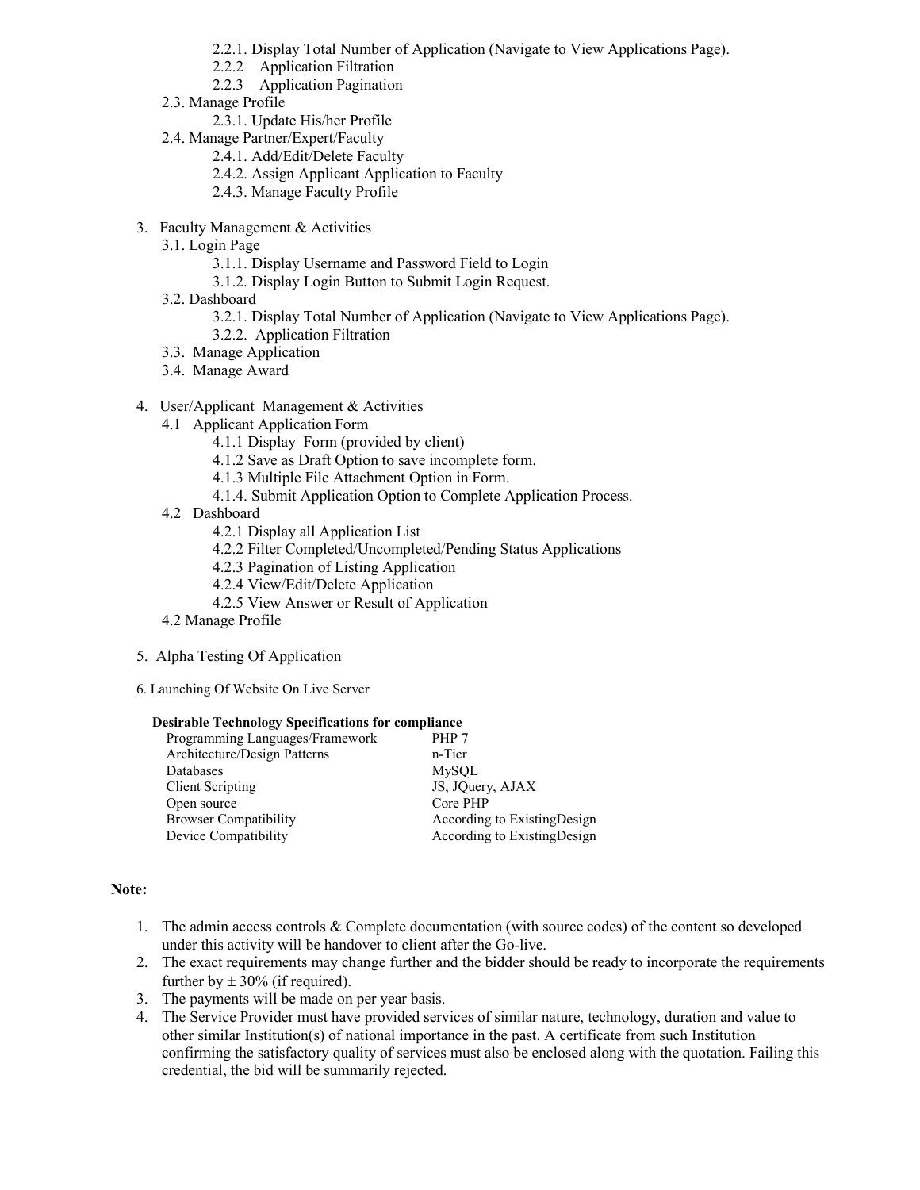- 2.2.1. Display Total Number of Application (Navigate to View Applications Page).
    - 2.2.2 Application Filtration
    - 2.2.3 Application Pagination
- 2.3. Manage Profile
    - 2.3.1. Update His/her Profile
- 2.4. Manage Partner/Expert/Faculty
    - 2.4.1. Add/Edit/Delete Faculty
    - 2.4.2. Assign Applicant Application to Faculty
    - 2.4.3. Manage Faculty Profile

3. Faculty Management & Activities
    - 3.1. Login Page
        - 3.1.1. Display Username and Password Field to Login
        - 3.1.2. Display Login Button to Submit Login Request.
    - 3.2. Dashboard
        - 3.2.1. Display Total Number of Application (Navigate to View Applications Page).
        - 3.2.2. Application Filtration
    - 3.3. Manage Application
    - 3.4. Manage Award

4. User/Applicant Management & Activities
    - 4.1 Applicant Application Form
        - 4.1.1 Display Form (provided by client)
        - 4.1.2 Save as Draft Option to save incomplete form.
        - 4.1.3 Multiple File Attachment Option in Form.
        - 4.1.4. Submit Application Option to Complete Application Process.
    - 4.2 Dashboard
        - 4.2.1 Display all Application List
        - 4.2.2 Filter Completed/Uncompleted/Pending Status Applications
        - 4.2.3 Pagination of Listing Application
        - 4.2.4 View/Edit/Delete Application
        - 4.2.5 View Answer or Result of Application
    - 4.2 Manage Profile

5. Alpha Testing Of Application

6. Launching Of Website On Live Server

**Desirable Technology Specifications for compliance**

| | |
|---|---|
| Programming Languages/Framework | PHP 7 |
| Architecture/Design Patterns | n-Tier |
| Databases | MySQL |
| Client Scripting | JS, JQuery, AJAX |
| Open source | Core PHP |
| Browser Compatibility | According to ExistingDesign |
| Device Compatibility | According to ExistingDesign |

**Note:**

1. The admin access controls & Complete documentation (with source codes) of the content so developed under this activity will be handover to client after the Go-live.
2. The exact requirements may change further and the bidder should be ready to incorporate the requirements further by ± 30% (if required).
3. The payments will be made on per year basis.
4. The Service Provider must have provided services of similar nature, technology, duration and value to other similar Institution(s) of national importance in the past. A certificate from such Institution confirming the satisfactory quality of services must also be enclosed along with the quotation. Failing this credential, the bid will be summarily rejected.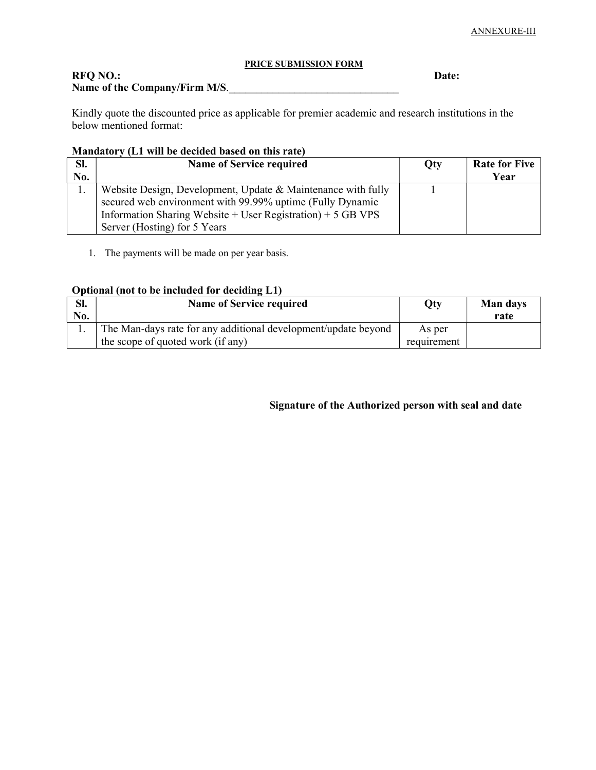ANNEXURE-III

**PRICE SUBMISSION FORM**

**RFQ NO.:** **Date:**

**Name of the Company/Firm M/S.**________________________________

Kindly quote the discounted price as applicable for premier academic and research institutions in the below mentioned format:

**Mandatory (L1 will be decided based on this rate)**

| Sl. No. | Name of Service required | Qty | Rate for Five Year |
|---|---|---|---|
| 1. | Website Design, Development, Update & Maintenance with fully secured web environment with 99.99% uptime (Fully Dynamic Information Sharing Website + User Registration) + 5 GB VPS Server (Hosting) for 5 Years | 1 | |

1. The payments will be made on per year basis.

**Optional (not to be included for deciding L1)**

| Sl. No. | Name of Service required | Qty | Man days rate |
|---|---|---|---|
| 1. | The Man-days rate for any additional development/update beyond the scope of quoted work (if any) | As per requirement | |

**Signature of the Authorized person with seal and date**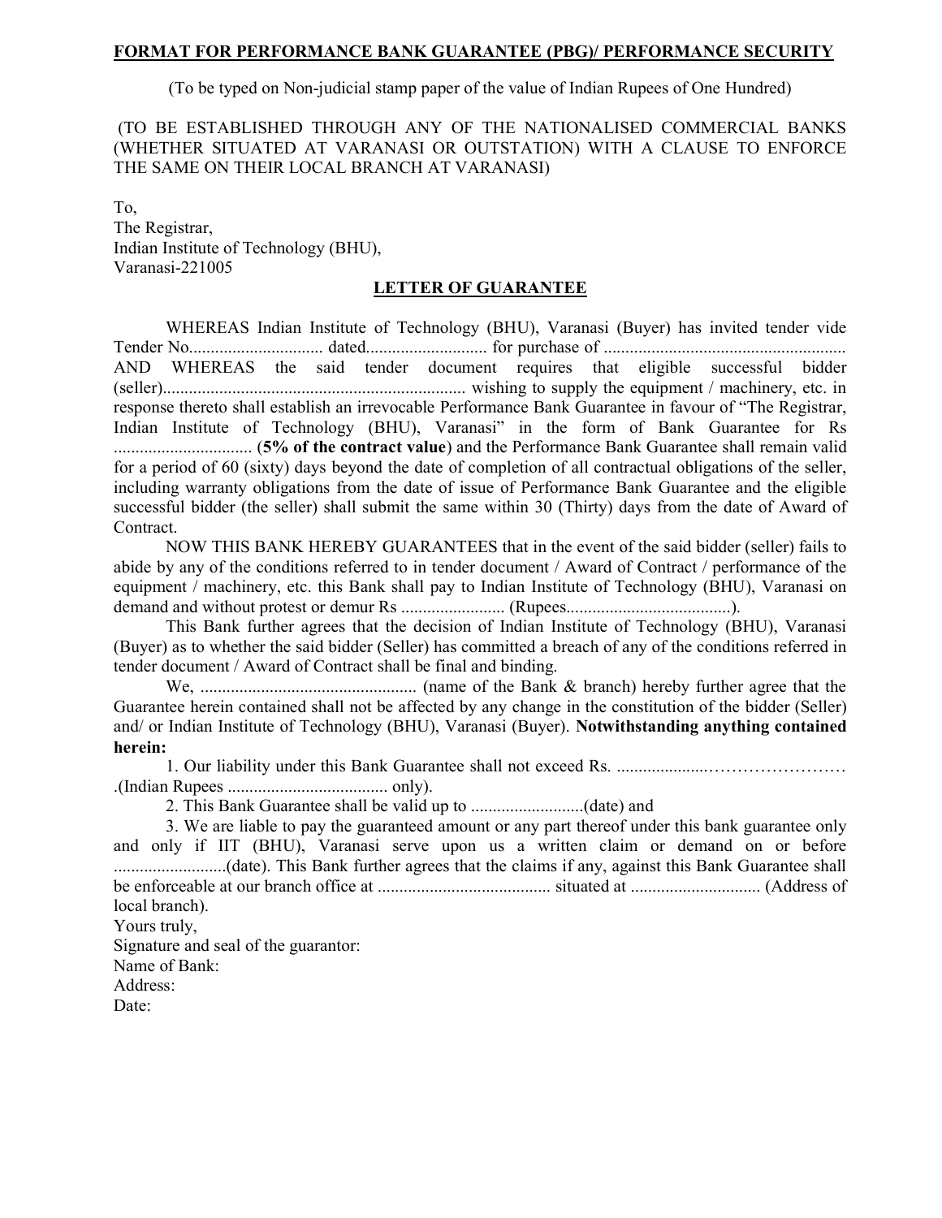**FORMAT FOR PERFORMANCE BANK GUARANTEE (PBG)/ PERFORMANCE SECURITY**

(To be typed on Non-judicial stamp paper of the value of Indian Rupees of One Hundred)

(TO BE ESTABLISHED THROUGH ANY OF THE NATIONALISED COMMERCIAL BANKS (WHETHER SITUATED AT VARANASI OR OUTSTATION) WITH A CLAUSE TO ENFORCE THE SAME ON THEIR LOCAL BRANCH AT VARANASI)

To,
The Registrar,
Indian Institute of Technology (BHU),
Varanasi-221005

**LETTER OF GUARANTEE**

WHEREAS Indian Institute of Technology (BHU), Varanasi (Buyer) has invited tender vide Tender No............................... dated........................... for purchase of ........................................................ AND WHEREAS the said tender document requires that eligible successful bidder (seller)...................................................................... wishing to supply the equipment / machinery, etc. in response thereto shall establish an irrevocable Performance Bank Guarantee in favour of "The Registrar, Indian Institute of Technology (BHU), Varanasi" in the form of Bank Guarantee for Rs ................................ (**5% of the contract value**) and the Performance Bank Guarantee shall remain valid for a period of 60 (sixty) days beyond the date of completion of all contractual obligations of the seller, including warranty obligations from the date of issue of Performance Bank Guarantee and the eligible successful bidder (the seller) shall submit the same within 30 (Thirty) days from the date of Award of Contract.

NOW THIS BANK HEREBY GUARANTEES that in the event of the said bidder (seller) fails to abide by any of the conditions referred to in tender document / Award of Contract / performance of the equipment / machinery, etc. this Bank shall pay to Indian Institute of Technology (BHU), Varanasi on demand and without protest or demur Rs ........................ (Rupees......................................).

This Bank further agrees that the decision of Indian Institute of Technology (BHU), Varanasi (Buyer) as to whether the said bidder (Seller) has committed a breach of any of the conditions referred in tender document / Award of Contract shall be final and binding.

We, .................................................. (name of the Bank & branch) hereby further agree that the Guarantee herein contained shall not be affected by any change in the constitution of the bidder (Seller) and/ or Indian Institute of Technology (BHU), Varanasi (Buyer). **Notwithstanding anything contained herein:**

1. Our liability under this Bank Guarantee shall not exceed Rs. ....................…………………… .(Indian Rupees ..................................... only).
2. This Bank Guarantee shall be valid up to ..........................(date) and
3. We are liable to pay the guaranteed amount or any part thereof under this bank guarantee only and only if IIT (BHU), Varanasi serve upon us a written claim or demand on or before ..........................(date). This Bank further agrees that the claims if any, against this Bank Guarantee shall be enforceable at our branch office at ........................................ situated at .............................. (Address of local branch).

Yours truly,
Signature and seal of the guarantor:
Name of Bank:
Address:
Date: